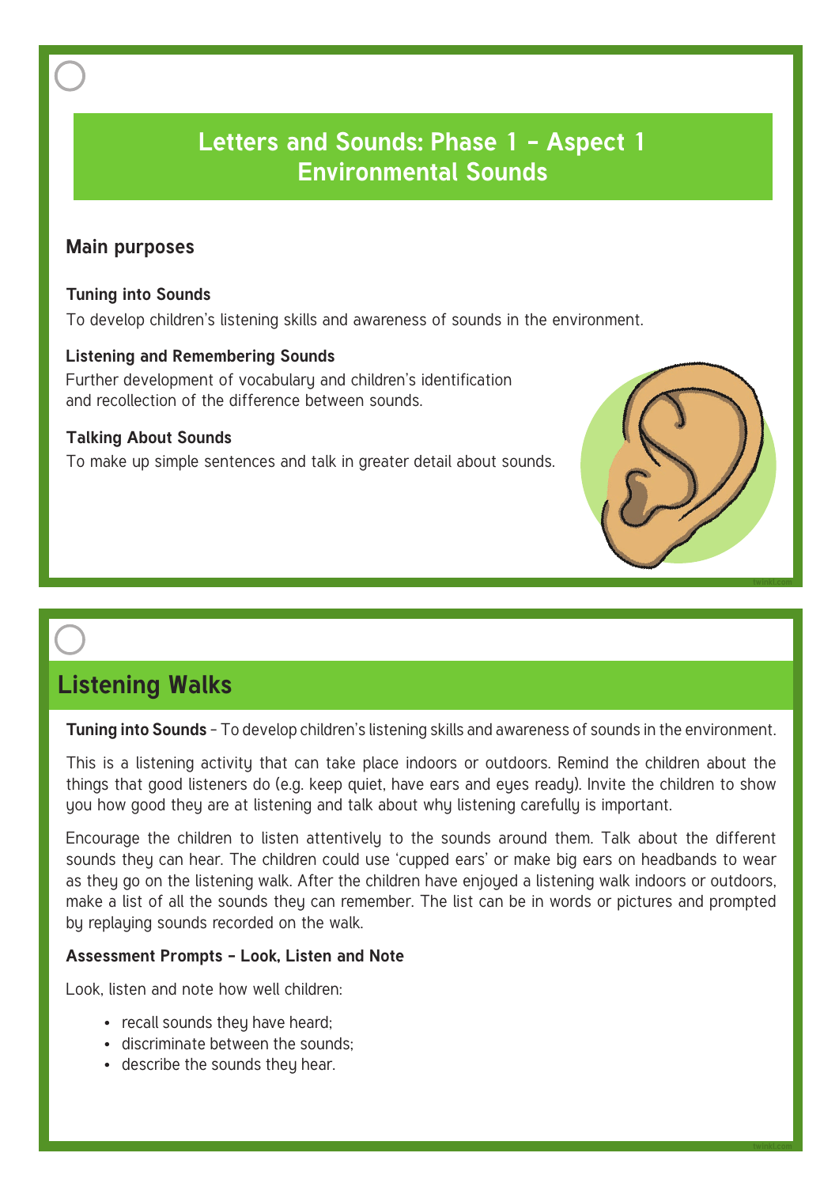# Letters and Sounds: Phase 1 – Aspect 1
# Environmental Sounds

## Main purposes

**Tuning into Sounds**

To develop children's listening skills and awareness of sounds in the environment.

**Listening and Remembering Sounds**

Further development of vocabulary and children's identification and recollection of the difference between sounds.

**Talking About Sounds**

To make up simple sentences and talk in greater detail about sounds.

## Listening Walks

**Tuning into Sounds** – To develop children's listening skills and awareness of sounds in the environment.

This is a listening activity that can take place indoors or outdoors. Remind the children about the things that good listeners do (e.g. keep quiet, have ears and eyes ready). Invite the children to show you how good they are at listening and talk about why listening carefully is important.

Encourage the children to listen attentively to the sounds around them. Talk about the different sounds they can hear. The children could use 'cupped ears' or make big ears on headbands to wear as they go on the listening walk. After the children have enjoyed a listening walk indoors or outdoors, make a list of all the sounds they can remember. The list can be in words or pictures and prompted by replaying sounds recorded on the walk.

**Assessment Prompts – Look, Listen and Note**

Look, listen and note how well children:

- recall sounds they have heard;
- discriminate between the sounds;
- describe the sounds they hear.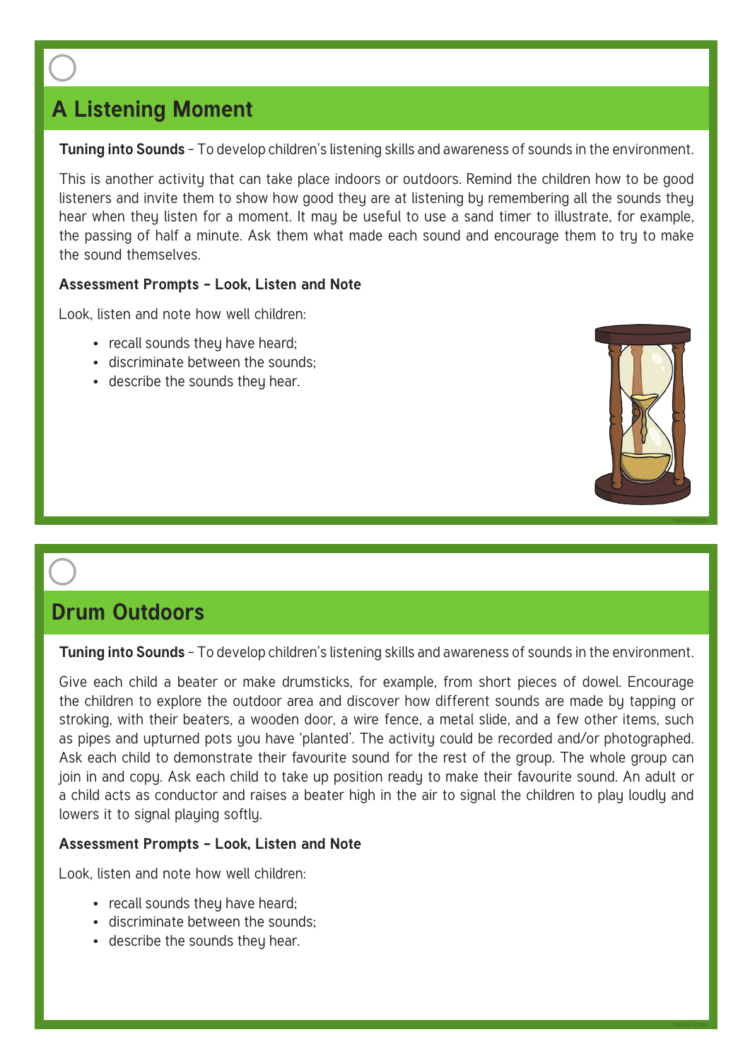## A Listening Moment

**Tuning into Sounds** – To develop children's listening skills and awareness of sounds in the environment.

This is another activity that can take place indoors or outdoors. Remind the children how to be good listeners and invite them to show how good they are at listening by remembering all the sounds they hear when they listen for a moment. It may be useful to use a sand timer to illustrate, for example, the passing of half a minute. Ask them what made each sound and encourage them to try to make the sound themselves.

**Assessment Prompts – Look, Listen and Note**

Look, listen and note how well children:

- recall sounds they have heard;
- discriminate between the sounds;
- describe the sounds they hear.

## Drum Outdoors

**Tuning into Sounds** – To develop children's listening skills and awareness of sounds in the environment.

Give each child a beater or make drumsticks, for example, from short pieces of dowel. Encourage the children to explore the outdoor area and discover how different sounds are made by tapping or stroking, with their beaters, a wooden door, a wire fence, a metal slide, and a few other items, such as pipes and upturned pots you have 'planted'. The activity could be recorded and/or photographed. Ask each child to demonstrate their favourite sound for the rest of the group. The whole group can join in and copy. Ask each child to take up position ready to make their favourite sound. An adult or a child acts as conductor and raises a beater high in the air to signal the children to play loudly and lowers it to signal playing softly.

**Assessment Prompts – Look, Listen and Note**

Look, listen and note how well children:

- recall sounds they have heard;
- discriminate between the sounds;
- describe the sounds they hear.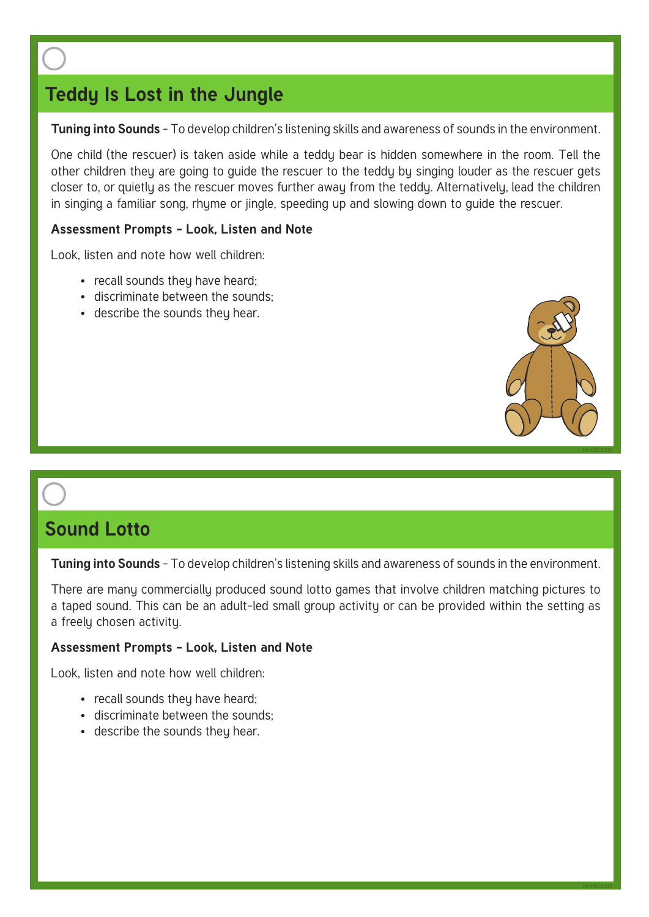## Teddy Is Lost in the Jungle

**Tuning into Sounds** – To develop children's listening skills and awareness of sounds in the environment.

One child (the rescuer) is taken aside while a teddy bear is hidden somewhere in the room. Tell the other children they are going to guide the rescuer to the teddy by singing louder as the rescuer gets closer to, or quietly as the rescuer moves further away from the teddy. Alternatively, lead the children in singing a familiar song, rhyme or jingle, speeding up and slowing down to guide the rescuer.

**Assessment Prompts – Look, Listen and Note**

Look, listen and note how well children:

- recall sounds they have heard;
- discriminate between the sounds;
- describe the sounds they hear.

## Sound Lotto

**Tuning into Sounds** – To develop children's listening skills and awareness of sounds in the environment.

There are many commercially produced sound lotto games that involve children matching pictures to a taped sound. This can be an adult-led small group activity or can be provided within the setting as a freely chosen activity.

**Assessment Prompts – Look, Listen and Note**

Look, listen and note how well children:

- recall sounds they have heard;
- discriminate between the sounds;
- describe the sounds they hear.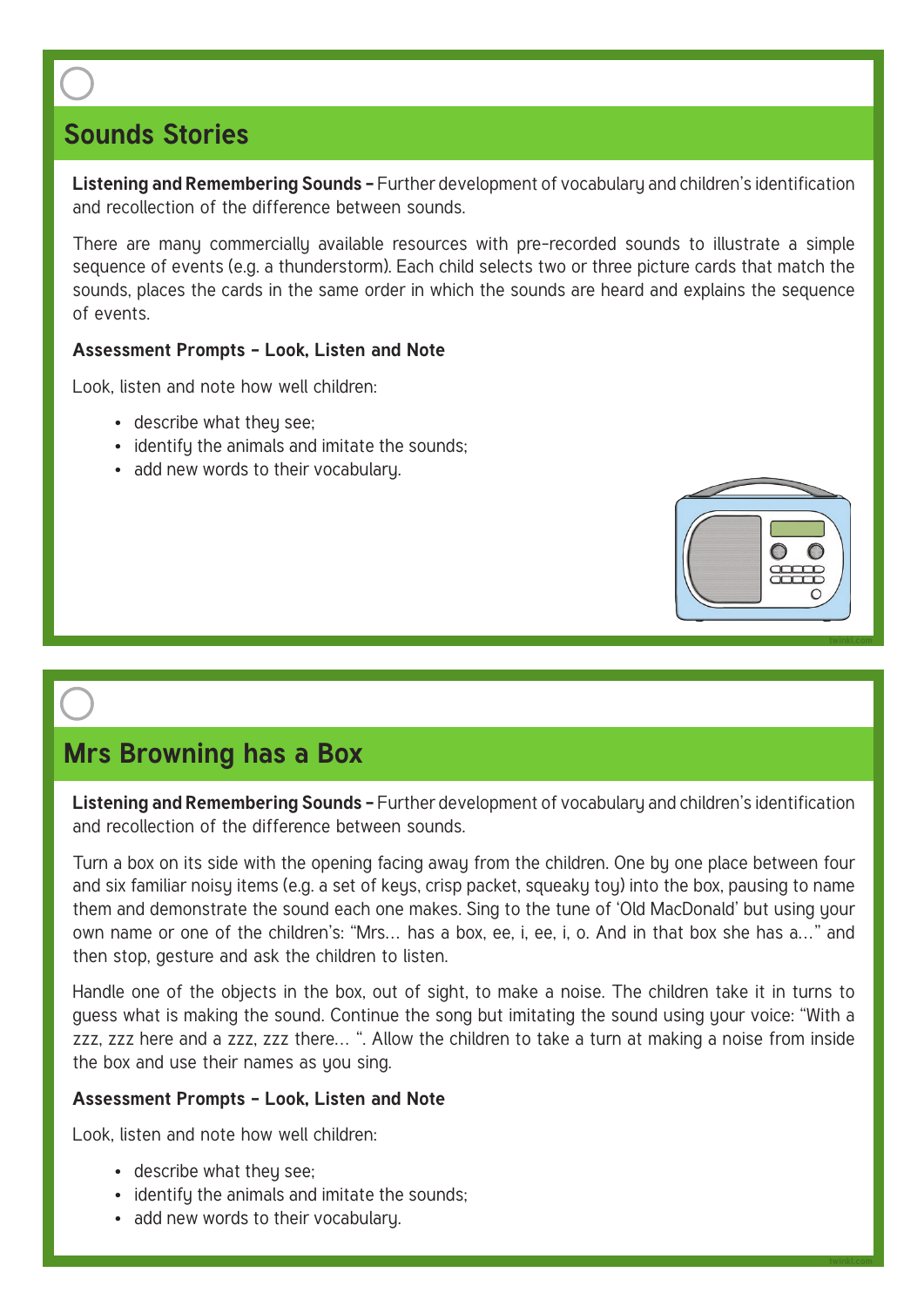## Sounds Stories

**Listening and Remembering Sounds –** Further development of vocabulary and children's identification and recollection of the difference between sounds.

There are many commercially available resources with pre-recorded sounds to illustrate a simple sequence of events (e.g. a thunderstorm). Each child selects two or three picture cards that match the sounds, places the cards in the same order in which the sounds are heard and explains the sequence of events.

**Assessment Prompts – Look, Listen and Note**

Look, listen and note how well children:

- describe what they see;
- identify the animals and imitate the sounds;
- add new words to their vocabulary.

## Mrs Browning has a Box

**Listening and Remembering Sounds –** Further development of vocabulary and children's identification and recollection of the difference between sounds.

Turn a box on its side with the opening facing away from the children. One by one place between four and six familiar noisy items (e.g. a set of keys, crisp packet, squeaky toy) into the box, pausing to name them and demonstrate the sound each one makes. Sing to the tune of 'Old MacDonald' but using your own name or one of the children's: "Mrs… has a box, ee, i, ee, i, o. And in that box she has a…" and then stop, gesture and ask the children to listen.

Handle one of the objects in the box, out of sight, to make a noise. The children take it in turns to guess what is making the sound. Continue the song but imitating the sound using your voice: "With a zzz, zzz here and a zzz, zzz there… ". Allow the children to take a turn at making a noise from inside the box and use their names as you sing.

**Assessment Prompts – Look, Listen and Note**

Look, listen and note how well children:

- describe what they see;
- identify the animals and imitate the sounds;
- add new words to their vocabulary.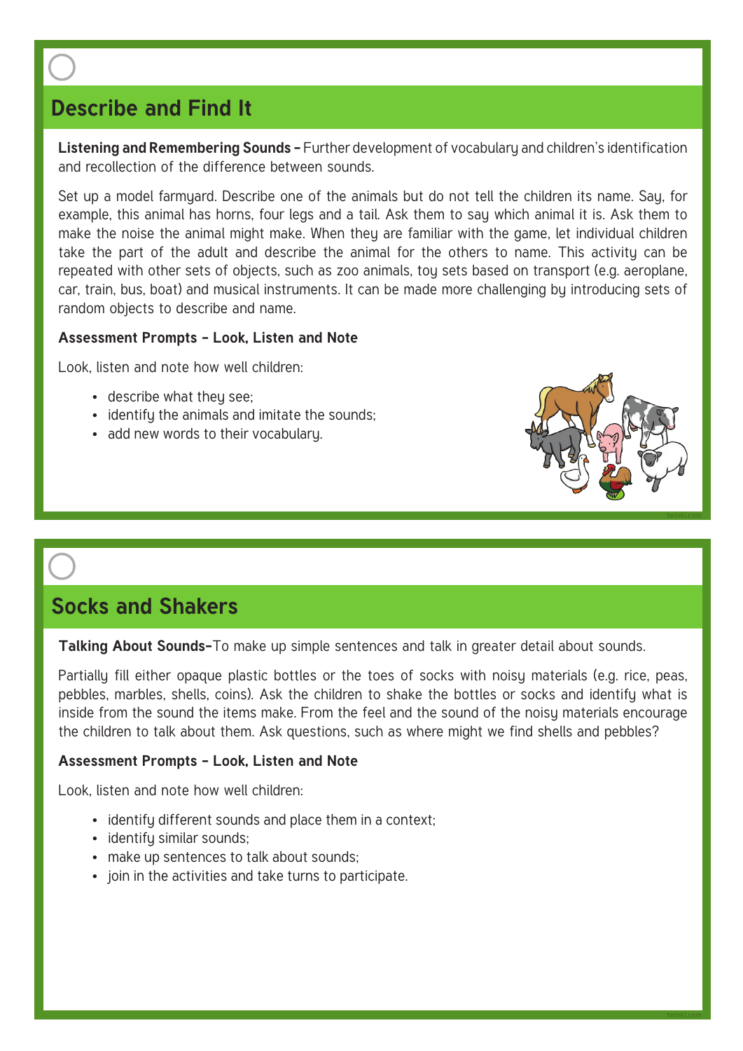## Describe and Find It

**Listening and Remembering Sounds –** Further development of vocabulary and children's identification and recollection of the difference between sounds.

Set up a model farmyard. Describe one of the animals but do not tell the children its name. Say, for example, this animal has horns, four legs and a tail. Ask them to say which animal it is. Ask them to make the noise the animal might make. When they are familiar with the game, let individual children take the part of the adult and describe the animal for the others to name. This activity can be repeated with other sets of objects, such as zoo animals, toy sets based on transport (e.g. aeroplane, car, train, bus, boat) and musical instruments. It can be made more challenging by introducing sets of random objects to describe and name.

**Assessment Prompts – Look, Listen and Note**

Look, listen and note how well children:

- describe what they see;
- identify the animals and imitate the sounds;
- add new words to their vocabulary.

## Socks and Shakers

**Talking About Sounds–**To make up simple sentences and talk in greater detail about sounds.

Partially fill either opaque plastic bottles or the toes of socks with noisy materials (e.g. rice, peas, pebbles, marbles, shells, coins). Ask the children to shake the bottles or socks and identify what is inside from the sound the items make. From the feel and the sound of the noisy materials encourage the children to talk about them. Ask questions, such as where might we find shells and pebbles?

**Assessment Prompts – Look, Listen and Note**

Look, listen and note how well children:

- identify different sounds and place them in a context;
- identify similar sounds;
- make up sentences to talk about sounds;
- join in the activities and take turns to participate.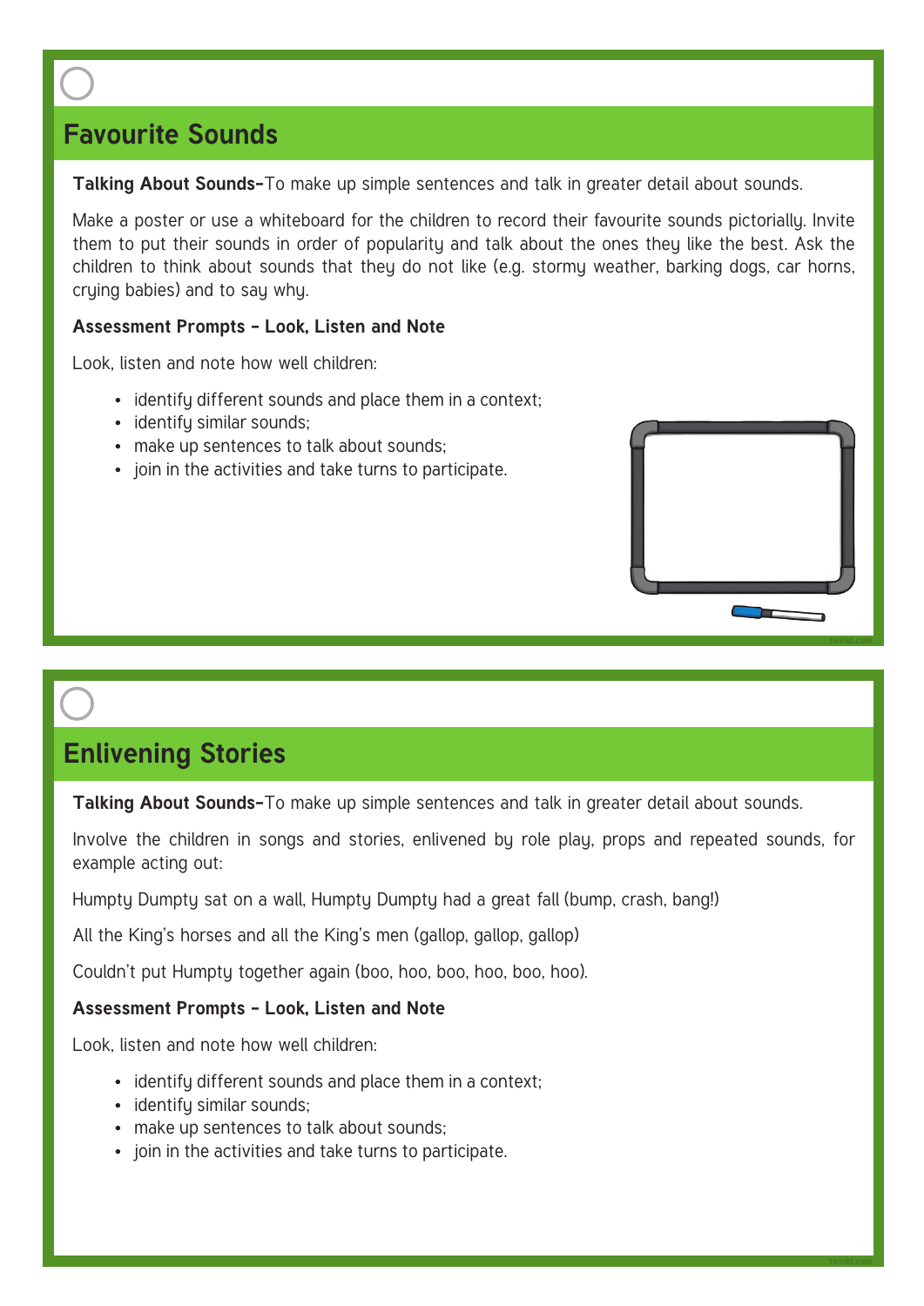## Favourite Sounds

**Talking About Sounds–**To make up simple sentences and talk in greater detail about sounds.

Make a poster or use a whiteboard for the children to record their favourite sounds pictorially. Invite them to put their sounds in order of popularity and talk about the ones they like the best. Ask the children to think about sounds that they do not like (e.g. stormy weather, barking dogs, car horns, crying babies) and to say why.

**Assessment Prompts - Look, Listen and Note**

Look, listen and note how well children:

- identify different sounds and place them in a context;
- identify similar sounds;
- make up sentences to talk about sounds;
- join in the activities and take turns to participate.

## Enlivening Stories

**Talking About Sounds–**To make up simple sentences and talk in greater detail about sounds.

Involve the children in songs and stories, enlivened by role play, props and repeated sounds, for example acting out:

Humpty Dumpty sat on a wall, Humpty Dumpty had a great fall (bump, crash, bang!)

All the King's horses and all the King's men (gallop, gallop, gallop)

Couldn't put Humpty together again (boo, hoo, boo, hoo, boo, hoo).

**Assessment Prompts - Look, Listen and Note**

Look, listen and note how well children:

- identify different sounds and place them in a context;
- identify similar sounds;
- make up sentences to talk about sounds;
- join in the activities and take turns to participate.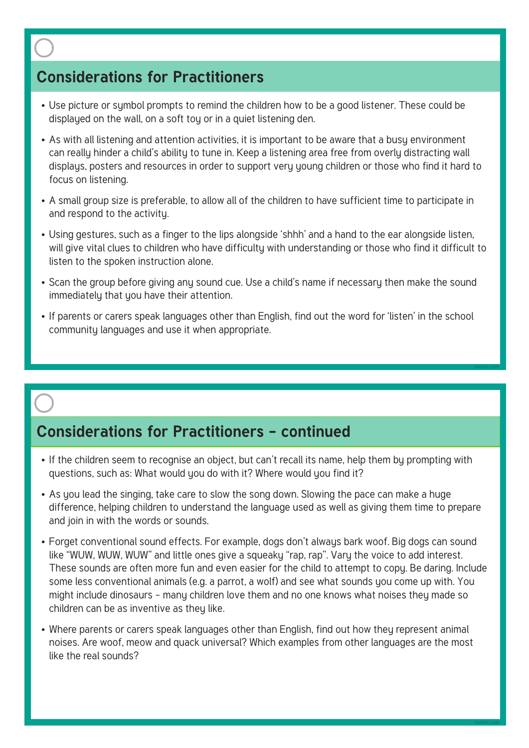## Considerations for Practitioners

- Use picture or symbol prompts to remind the children how to be a good listener. These could be displayed on the wall, on a soft toy or in a quiet listening den.
- As with all listening and attention activities, it is important to be aware that a busy environment can really hinder a child's ability to tune in. Keep a listening area free from overly distracting wall displays, posters and resources in order to support very young children or those who find it hard to focus on listening.
- A small group size is preferable, to allow all of the children to have sufficient time to participate in and respond to the activity.
- Using gestures, such as a finger to the lips alongside 'shhh' and a hand to the ear alongside listen, will give vital clues to children who have difficulty with understanding or those who find it difficult to listen to the spoken instruction alone.
- Scan the group before giving any sound cue. Use a child's name if necessary then make the sound immediately that you have their attention.
- If parents or carers speak languages other than English, find out the word for 'listen' in the school community languages and use it when appropriate.

## Considerations for Practitioners – continued

- If the children seem to recognise an object, but can't recall its name, help them by prompting with questions, such as: What would you do with it? Where would you find it?
- As you lead the singing, take care to slow the song down. Slowing the pace can make a huge difference, helping children to understand the language used as well as giving them time to prepare and join in with the words or sounds.
- Forget conventional sound effects. For example, dogs don't always bark woof. Big dogs can sound like "WUW, WUW, WUW" and little ones give a squeaky "rap, rap". Vary the voice to add interest. These sounds are often more fun and even easier for the child to attempt to copy. Be daring. Include some less conventional animals (e.g. a parrot, a wolf) and see what sounds you come up with. You might include dinosaurs – many children love them and no one knows what noises they made so children can be as inventive as they like.
- Where parents or carers speak languages other than English, find out how they represent animal noises. Are woof, meow and quack universal? Which examples from other languages are the most like the real sounds?